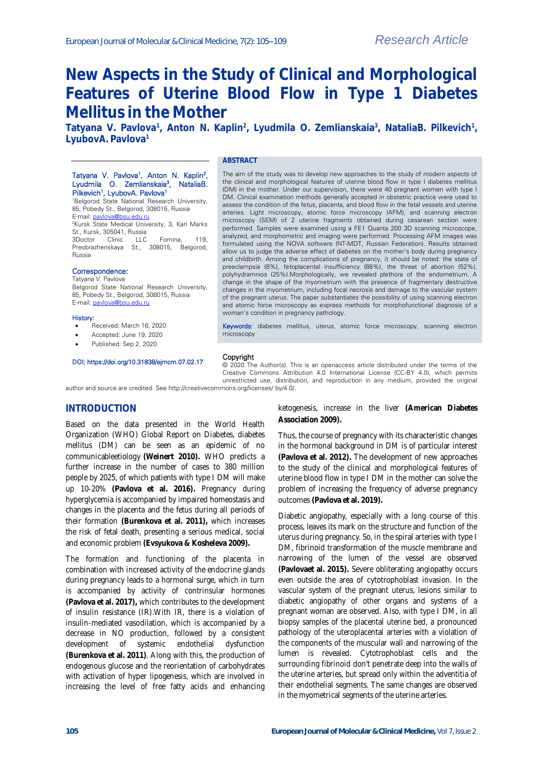Research Article

# New Aspects in the Study of Clinical and Morphological Features of Uterine Blood Flow in Type 1 Diabetes Mellitus in the Mother

**Tatyana V. Pavlova[1], Anton N. Kaplin[2], Lyudmila O. Zemlianskaia[3], NataliaB. Pilkevich[1], LyubovA. Pavlova[1]**

Tatyana V. Pavlova[1], Anton N. Kaplin[2], Lyudmila O. Zemlianskaia[3], NataliaB. Pilkevich[1], LyubovA. Pavlova[1]

[1]Belgorod State National Research University, 85, Pobedy St., Belgorod, 308015, Russia
E-mail: pavlova@bsu.edu.ru

[2]Kursk State Medical University, 3, Karl Marks St., Kursk, 305041, Russia

3Doctor Clinic LLC Fomina, 119, Preobrazhenskaya St., 308015, Belgorod, Russia

**Correspondence:**
Tatyana V. Pavlova
Belgorod State National Research University, 85, Pobedy St., Belgorod, 308015, Russia
E-mail: pavlova@bsu.edu.ru

**History:**

- Received: March 16, 2020
- Accepted: June 19, 2020
- Published: Sep 2, 2020

DOI: https://doi.org/10.31838/ejmcm.07.02.17

## ABSTRACT

The aim of the study was to develop new approaches to the study of modern aspects of the clinical and morphological features of uterine blood flow in type I diabetes mellitus (DM) in the mother. Under our supervision, there were 40 pregnant women with type I DM. Clinical examination methods generally accepted in obstetric practice were used to assess the condition of the fetus, placenta, and blood flow in the fetal vessels and uterine arteries. Light microscopy, atomic force microscopy (AFM), and scanning electron microscopy (SEM) of 2 uterine fragments obtained during cesarean section were performed. Samples were examined using a FE1 Quanta 200 3D scanning microscope, analyzed, and morphometric and imaging were performed. Processing AFM images was formulated using the NOVA software (NT-MDT, Russian Federation). Results obtained allow us to judge the adverse effect of diabetes on the mother's body during pregnancy and childbirth. Among the complications of pregnancy, it should be noted: the state of preeclampsia (8%), fetoplacental insufficiency (88%), the threat of abortion (52%), polyhydramnios (25%).Morphologically, we revealed plethora of the endometrium. A change in the shape of the myometrium with the presence of fragmentary destructive changes in the myometrium, including focal necrosis and damage to the vascular system of the pregnant uterus. The paper substantiates the possibility of using scanning electron and atomic force microscopy as express methods for morphofunctional diagnosis of a woman's condition in pregnancy pathology.

**Keywords:** diabetes mellitus, uterus, atomic force microscopy, scanning electron microscopy

**Copyright**
© 2020 The Author(s). This is an openaccess article distributed under the terms of the Creative Commons Attribution 4.0 International License (CC-BY 4.0), which permits unrestricted use, distribution, and reproduction in any medium, provided the original author and source are credited. See http://creativecommons.org/licenses/ by/4.0/.

## INTRODUCTION

Based on the data presented in the World Health Organization (WHO) Global Report on Diabetes, diabetes mellitus (DM) can be seen as an epidemic of no communicableetiology **(Weinert 2010).** WHO predicts a further increase in the number of cases to 380 million people by 2025, of which patients with type I DM will make up 10-20% **(Pavlova et al. 2016).** Pregnancy during hyperglycemia is accompanied by impaired homeostasis and changes in the placenta and the fetus during all periods of their formation **(Burenkova et al. 2011),** which increases the risk of fetal death, presenting a serious medical, social and economic problem **(Evsyukova & Kosheleva 2009).**

The formation and functioning of the placenta in combination with increased activity of the endocrine glands during pregnancy leads to a hormonal surge, which in turn is accompanied by activity of contrinsular hormones **(Pavlova et al. 2017),** which contributes to the development of insulin resistance (IR).With IR, there is a violation of insulin-mediated vasodilation, which is accompanied by a decrease in NO production, followed by a consistent development of systemic endothelial dysfunction **(Burenkova et al. 2011)**. Along with this, the production of endogenous glucose and the reorientation of carbohydrates with activation of hyper lipogenesis, which are involved in increasing the level of free fatty acids and enhancing ketogenesis, increase in the liver **(American Diabetes Association 2009).**

Thus, the course of pregnancy with its characteristic changes in the hormonal background in DM is of particular interest **(Pavlova et al. 2012).** The development of new approaches to the study of the clinical and morphological features of uterine blood flow in DM in the mother can solve the problem of increasing the frequency of adverse pregnancy outcomes **(Pavlova et al. 2019).**

Diabetic angiopathy, especially with a long course of this process, leaves its mark on the structure and function of the uterus during pregnancy. So, in the spiral arteries with type I DM, fibrinoid transformation of the muscle membrane and narrowing of the lumen of the vessel are observed **(Pavlovaet al. 2015).** Severe obliterating angiopathy occurs even outside the area of cytotrophoblast invasion. In the vascular system of the pregnant uterus, lesions similar to diabetic angiopathy of other organs and systems of a pregnant woman are observed. Also, with type I DM, in all biopsy samples of the placental uterine bed, a pronounced pathology of the uteroplacental arteries with a violation of the components of the muscular wall and narrowing of the lumen is revealed. Cytotrophoblast cells and the surrounding fibrinoid don't penetrate deep into the walls of the uterine arteries, but spread only within the adventitia of their endothelial segments. The same changes are observed in the myometrical segments of the uterine arteries.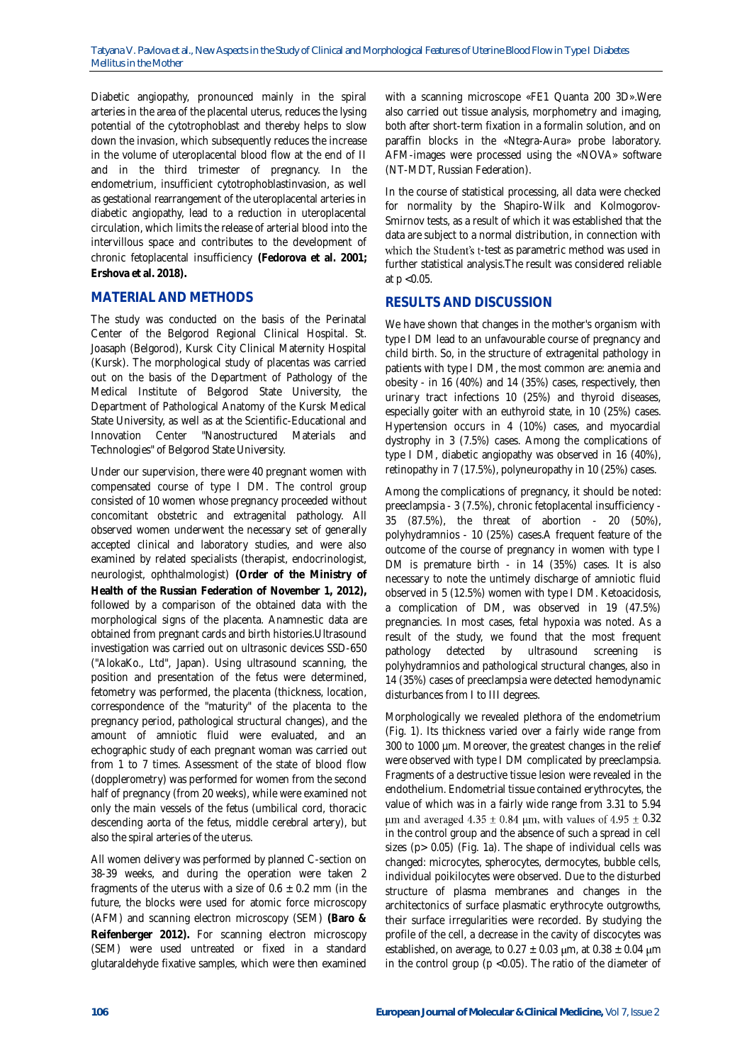Diabetic angiopathy, pronounced mainly in the spiral arteries in the area of the placental uterus, reduces the lysing potential of the cytotrophoblast and thereby helps to slow down the invasion, which subsequently reduces the increase in the volume of uteroplacental blood flow at the end of II and in the third trimester of pregnancy. In the endometrium, insufficient cytotrophoblastinvasion, as well as gestational rearrangement of the uteroplacental arteries in diabetic angiopathy, lead to a reduction in uteroplacental circulation, which limits the release of arterial blood into the intervillous space and contributes to the development of chronic fetoplacental insufficiency **(Fedorova et al. 2001; Ershova et al. 2018).**

## MATERIAL AND METHODS

The study was conducted on the basis of the Perinatal Center of the Belgorod Regional Clinical Hospital. St. Joasaph (Belgorod), Kursk City Clinical Maternity Hospital (Kursk). The morphological study of placentas was carried out on the basis of the Department of Pathology of the Medical Institute of Belgorod State University, the Department of Pathological Anatomy of the Kursk Medical State University, as well as at the Scientific-Educational and Innovation Center "Nanostructured Materials and Technologies" of Belgorod State University.

Under our supervision, there were 40 pregnant women with compensated course of type I DM. The control group consisted of 10 women whose pregnancy proceeded without concomitant obstetric and extragenital pathology. All observed women underwent the necessary set of generally accepted clinical and laboratory studies, and were also examined by related specialists (therapist, endocrinologist, neurologist, ophthalmologist) **(Order of the Ministry of Health of the Russian Federation of November 1, 2012),** followed by a comparison of the obtained data with the morphological signs of the placenta. Anamnestic data are obtained from pregnant cards and birth histories.Ultrasound investigation was carried out on ultrasonic devices SSD-650 ("AlokaKo., Ltd", Japan). Using ultrasound scanning, the position and presentation of the fetus were determined, fetometry was performed, the placenta (thickness, location, correspondence of the "maturity" of the placenta to the pregnancy period, pathological structural changes), and the amount of amniotic fluid were evaluated, and an echographic study of each pregnant woman was carried out from 1 to 7 times. Assessment of the state of blood flow (dopplerometry) was performed for women from the second half of pregnancy (from 20 weeks), while were examined not only the main vessels of the fetus (umbilical cord, thoracic descending aorta of the fetus, middle cerebral artery), but also the spiral arteries of the uterus.

All women delivery was performed by planned C-section on 38-39 weeks, and during the operation were taken 2 fragments of the uterus with a size of $0.6 \pm 0.2$ mm (in the future, the blocks were used for atomic force microscopy (AFM) and scanning electron microscopy (SEM) **(Baro & Reifenberger 2012).** For scanning electron microscopy (SEM) were used untreated or fixed in a standard glutaraldehyde fixative samples, which were then examined with a scanning microscope «FE1 Quanta 200 3D».Were also carried out tissue analysis, morphometry and imaging, both after short-term fixation in a formalin solution, and on paraffin blocks in the «Ntegra-Aura» probe laboratory. AFM-images were processed using the «NOVA» software (NT-MDT, Russian Federation).

In the course of statistical processing, all data were checked for normality by the Shapiro-Wilk and Kolmogorov-Smirnov tests, as a result of which it was established that the data are subject to a normal distribution, in connection with which the Student's t-test as parametric method was used in further statistical analysis.The result was considered reliable at $p < 0.05$.

## RESULTS AND DISCUSSION

We have shown that changes in the mother's organism with type I DM lead to an unfavourable course of pregnancy and child birth. So, in the structure of extragenital pathology in patients with type I DM, the most common are: anemia and obesity - in 16 (40%) and 14 (35%) cases, respectively, then urinary tract infections 10 (25%) and thyroid diseases, especially goiter with an euthyroid state, in 10 (25%) cases. Hypertension occurs in 4 (10%) cases, and myocardial dystrophy in 3 (7.5%) cases. Among the complications of type I DM, diabetic angiopathy was observed in 16 (40%), retinopathy in 7 (17.5%), polyneuropathy in 10 (25%) cases.

Among the complications of pregnancy, it should be noted: preeclampsia - 3 (7.5%), chronic fetoplacental insufficiency - 35 (87.5%), the threat of abortion - 20 (50%), polyhydramnios - 10 (25%) cases.A frequent feature of the outcome of the course of pregnancy in women with type I DM is premature birth - in 14 (35%) cases. It is also necessary to note the untimely discharge of amniotic fluid observed in 5 (12.5%) women with type I DM. Ketoacidosis, a complication of DM, was observed in 19 (47.5%) pregnancies. In most cases, fetal hypoxia was noted. As a result of the study, we found that the most frequent pathology detected by ultrasound screening is polyhydramnios and pathological structural changes, also in 14 (35%) cases of preeclampsia were detected hemodynamic disturbances from I to III degrees.

Morphologically we revealed plethora of the endometrium (Fig. 1). Its thickness varied over a fairly wide range from 300 to 1000 μm. Moreover, the greatest changes in the relief were observed with type I DM complicated by preeclampsia. Fragments of a destructive tissue lesion were revealed in the endothelium. Endometrial tissue contained erythrocytes, the value of which was in a fairly wide range from 3.31 to 5.94 μm and averaged $4.35 \pm 0.84$ μm, with values of $4.95 \pm 0.32$ in the control group and the absence of such a spread in cell sizes ($p > 0.05$) (Fig. 1a). The shape of individual cells was changed: microcytes, spherocytes, dermocytes, bubble cells, individual poikilocytes were observed. Due to the disturbed structure of plasma membranes and changes in the architectonics of surface plasmatic erythrocyte outgrowths, their surface irregularities were recorded. By studying the profile of the cell, a decrease in the cavity of discocytes was established, on average, to $0.27 \pm 0.03$ μm, at $0.38 \pm 0.04$ μm in the control group ($p < 0.05$). The ratio of the diameter of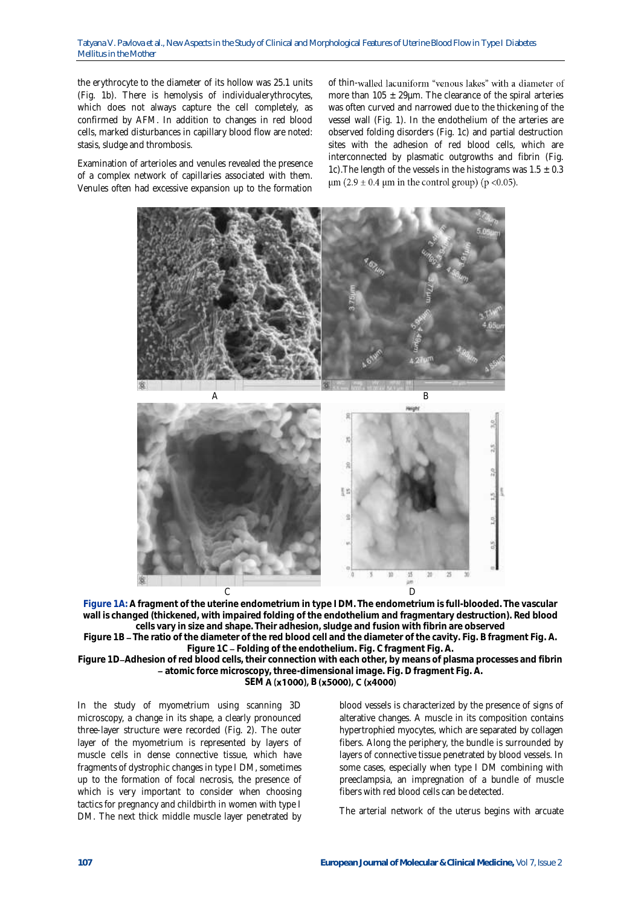the erythrocyte to the diameter of its hollow was 25.1 units (Fig. 1b). There is hemolysis of individualerythrocytes, which does not always capture the cell completely, as confirmed by AFM. In addition to changes in red blood cells, marked disturbances in capillary blood flow are noted: stasis, sludge and thrombosis.

Examination of arterioles and venules revealed the presence of a complex network of capillaries associated with them. Venules often had excessive expansion up to the formation of thin-walled lacuniform "venous lakes" with a diameter of more than 105 ± 29μm. The clearance of the spiral arteries was often curved and narrowed due to the thickening of the vessel wall (Fig. 1). In the endothelium of the arteries are observed folding disorders (Fig. 1c) and partial destruction sites with the adhesion of red blood cells, which are interconnected by plasmatic outgrowths and fibrin (Fig. 1c).The length of the vessels in the histograms was 1.5 ± 0.3 μm (2.9 ± 0.4 μm in the control group) ($p < 0.05$).

**Figure 1A: A fragment of the uterine endometrium in type I DM. The endometrium is full-blooded. The vascular wall is changed (thickened, with impaired folding of the endothelium and fragmentary destruction). Red blood cells vary in size and shape. Their adhesion, sludge and fusion with fibrin are observed**

**Figure 1B – The ratio of the diameter of the red blood cell and the diameter of the cavity. Fig. B fragment Fig. A.**

**Figure 1C – Folding of the endothelium. Fig. C fragment Fig. A.**

**Figure 1D–Adhesion of red blood cells, their connection with each other, by means of plasma processes and fibrin – atomic force microscopy, three-dimensional image. Fig. D fragment Fig. A.**

**SEM A (x1000), B (x5000), C (x4000)**

In the study of myometrium using scanning 3D microscopy, a change in its shape, a clearly pronounced three-layer structure were recorded (Fig. 2). The outer layer of the myometrium is represented by layers of muscle cells in dense connective tissue, which have fragments of dystrophic changes in type I DM, sometimes up to the formation of focal necrosis, the presence of which is very important to consider when choosing tactics for pregnancy and childbirth in women with type I DM. The next thick middle muscle layer penetrated by blood vessels is characterized by the presence of signs of alterative changes. A muscle in its composition contains hypertrophied myocytes, which are separated by collagen fibers. Along the periphery, the bundle is surrounded by layers of connective tissue penetrated by blood vessels. In some cases, especially when type I DM combining with preeclampsia, an impregnation of a bundle of muscle fibers with red blood cells can be detected.

The arterial network of the uterus begins with arcuate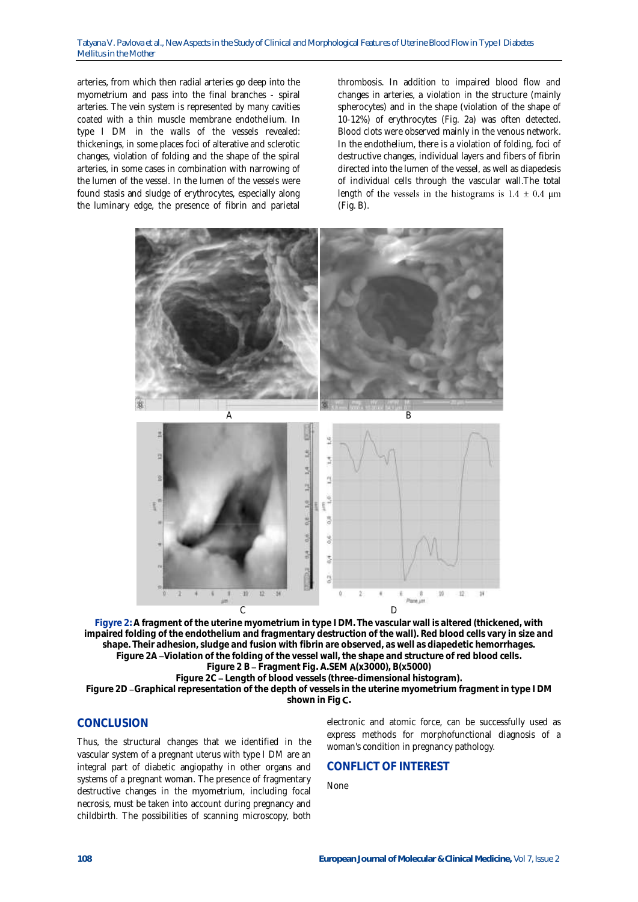arteries, from which then radial arteries go deep into the myometrium and pass into the final branches - spiral arteries. The vein system is represented by many cavities coated with a thin muscle membrane endothelium. In type I DM in the walls of the vessels revealed: thickenings, in some places foci of alterative and sclerotic changes, violation of folding and the shape of the spiral arteries, in some cases in combination with narrowing of the lumen of the vessel. In the lumen of the vessels were found stasis and sludge of erythrocytes, especially along the luminary edge, the presence of fibrin and parietal thrombosis. In addition to impaired blood flow and changes in arteries, a violation in the structure (mainly spherocytes) and in the shape (violation of the shape of 10-12%) of erythrocytes (Fig. 2a) was often detected. Blood clots were observed mainly in the venous network. In the endothelium, there is a violation of folding, foci of destructive changes, individual layers and fibers of fibrin directed into the lumen of the vessel, as well as diapedesis of individual cells through the vascular wall.The total length of the vessels in the histograms is 1.4 ± 0.4 μm (Fig. B).

**Figyre 2: A fragment of the uterine myometrium in type I DM. The vascular wall is altered (thickened, with impaired folding of the endothelium and fragmentary destruction of the wall). Red blood cells vary in size and shape. Their adhesion, sludge and fusion with fibrin are observed, as well as diapedetic hemorrhages.**
**Figure 2A – Violation of the folding of the vessel wall, the shape and structure of red blood cells.**
**Figure 2 B – Fragment Fig. A.SEM A(x3000), B(x5000)**
**Figure 2C – Length of blood vessels (three-dimensional histogram).**
**Figure 2D – Graphical representation of the depth of vessels in the uterine myometrium fragment in type I DM shown in Fig C.**

## CONCLUSION

Thus, the structural changes that we identified in the vascular system of a pregnant uterus with type I DM are an integral part of diabetic angiopathy in other organs and systems of a pregnant woman. The presence of fragmentary destructive changes in the myometrium, including focal necrosis, must be taken into account during pregnancy and childbirth. The possibilities of scanning microscopy, both electronic and atomic force, can be successfully used as express methods for morphofunctional diagnosis of a woman's condition in pregnancy pathology.

## CONFLICT OF INTEREST

None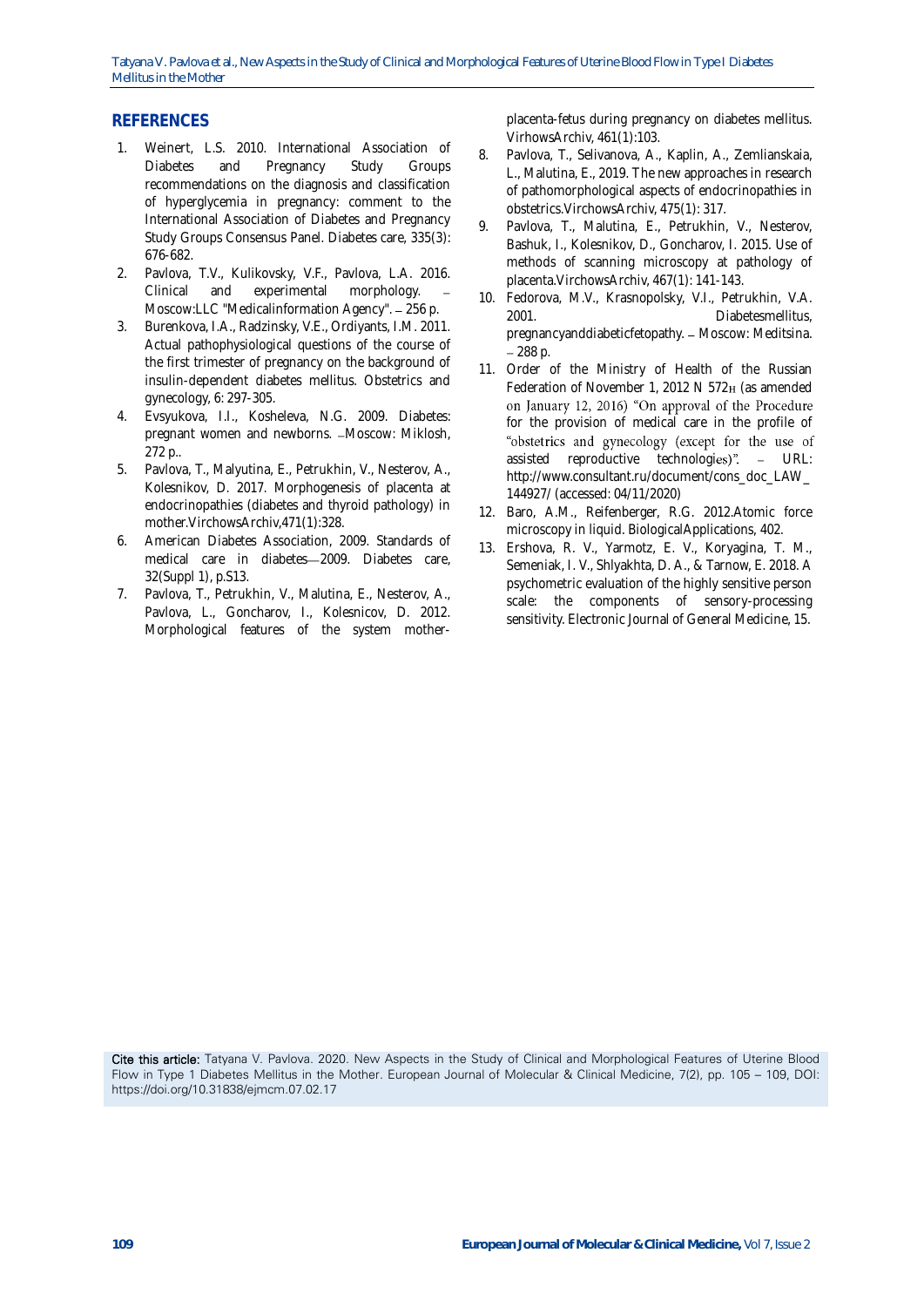## REFERENCES

1. Weinert, L.S. 2010. International Association of Diabetes and Pregnancy Study Groups recommendations on the diagnosis and classification of hyperglycemia in pregnancy: comment to the International Association of Diabetes and Pregnancy Study Groups Consensus Panel. Diabetes care, 335(3): 676-682.
2. Pavlova, T.V., Kulikovsky, V.F., Pavlova, L.A. 2016. Clinical and experimental morphology. – Moscow:LLC "Medicalinformation Agency". – 256 p.
3. Burenkova, I.A., Radzinsky, V.E., Ordiyants, I.M. 2011. Actual pathophysiological questions of the course of the first trimester of pregnancy on the background of insulin-dependent diabetes mellitus. Obstetrics and gynecology, 6: 297-305.
4. Evsyukova, I.I., Kosheleva, N.G. 2009. Diabetes: pregnant women and newborns. –Moscow: Miklosh, 272 p..
5. Pavlova, T., Malyutina, E., Petrukhin, V., Nesterov, A., Kolesnikov, D. 2017. Morphogenesis of placenta at endocrinopathies (diabetes and thyroid pathology) in mother.VirchowsArchiv,471(1):328.
6. American Diabetes Association, 2009. Standards of medical care in diabetes—2009. Diabetes care, 32(Suppl 1), p.S13.
7. Pavlova, T., Petrukhin, V., Malutina, E., Nesterov, A., Pavlova, L., Goncharov, I., Kolesnicov, D. 2012. Morphological features of the system mother-placenta-fetus during pregnancy on diabetes mellitus. VirhowsArchiv, 461(1):103.
8. Pavlova, T., Selivanova, A., Kaplin, A., Zemlianskaia, L., Malutina, E., 2019. The new approaches in research of pathomorphological aspects of endocrinopathies in obstetrics.VirchowsArchiv, 475(1): 317.
9. Pavlova, T., Malutina, E., Petrukhin, V., Nesterov, Bashuk, I., Kolesnikov, D., Goncharov, I. 2015. Use of methods of scanning microscopy at pathology of placenta.VirchowsArchiv, 467(1): 141-143.
10. Fedorova, M.V., Krasnopolsky, V.I., Petrukhin, V.A. 2001. Diabetesmellitus, pregnancyanddiabeticfetopathy. – Moscow: Meditsina. – 288 p.
11. Order of the Ministry of Health of the Russian Federation of November 1, 2012 N 572н (as amended on January 12, 2016) "On approval of the Procedure for the provision of medical care in the profile of "obstetrics and gynecology (except for the use of assisted reproductive technologies)". – URL: http://www.consultant.ru/document/cons_doc_LAW_144927/ (accessed: 04/11/2020)
12. Baro, A.M., Reifenberger, R.G. 2012.Atomic force microscopy in liquid. BiologicalApplications, 402.
13. Ershova, R. V., Yarmotz, E. V., Koryagina, T. M., Semeniak, I. V., Shlyakhta, D. A., & Tarnow, E. 2018. A psychometric evaluation of the highly sensitive person scale: the components of sensory-processing sensitivity. Electronic Journal of General Medicine, 15.

**Cite this article:** Tatyana V. Pavlova. 2020. New Aspects in the Study of Clinical and Morphological Features of Uterine Blood Flow in Type 1 Diabetes Mellitus in the Mother. European Journal of Molecular & Clinical Medicine, 7(2), pp. 105 – 109, DOI: https://doi.org/10.31838/ejmcm.07.02.17